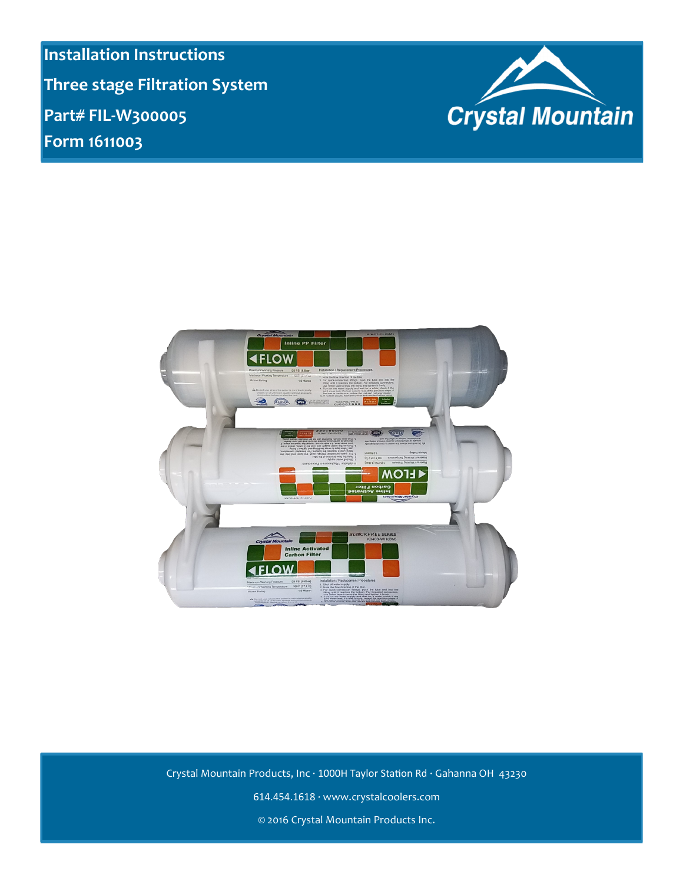# Installation Instructions

## Three stage Filtration System

## Part# FIL-W300005

## Form 1611003

Crystal Mountain

Crystal Mountain Products, Inc · 1000H Taylor Station Rd · Gahanna OH 43230

614.454.1618 · www.crystalcoolers.com

© 2016 Crystal Mountain Products Inc.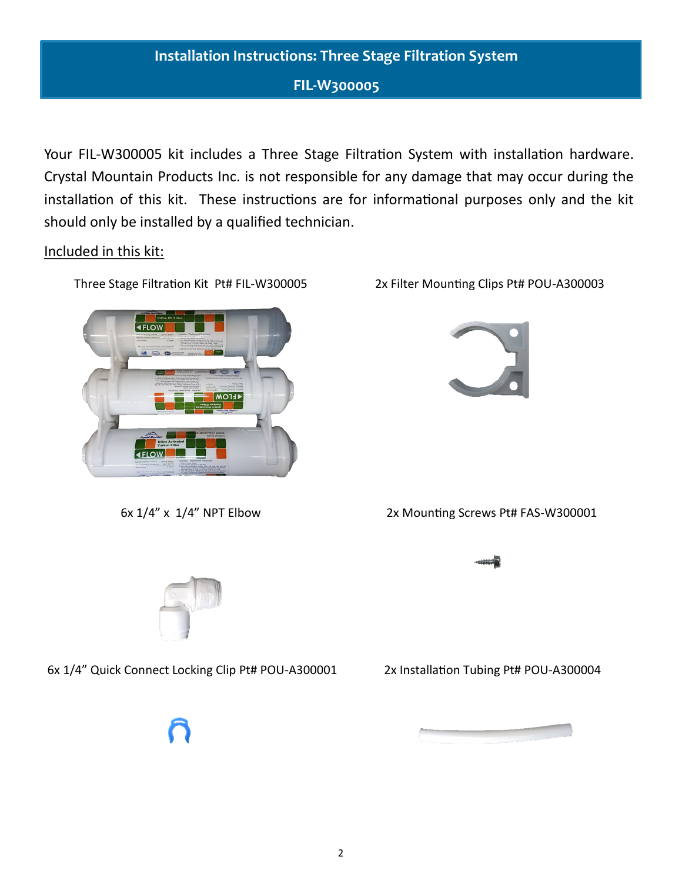# Installation Instructions: Three Stage Filtration System

## FIL-W300005

Your FIL-W300005 kit includes a Three Stage Filtration System with installation hardware. Crystal Mountain Products Inc. is not responsible for any damage that may occur during the installation of this kit. These instructions are for informational purposes only and the kit should only be installed by a qualified technician.

Included in this kit:

Three Stage Filtration Kit Pt# FIL-W300005

2x Filter Mounting Clips Pt# POU-A300003

6x 1/4" x 1/4" NPT Elbow

2x Mounting Screws Pt# FAS-W300001

6x 1/4" Quick Connect Locking Clip Pt# POU-A300001

2x Installation Tubing Pt# POU-A300004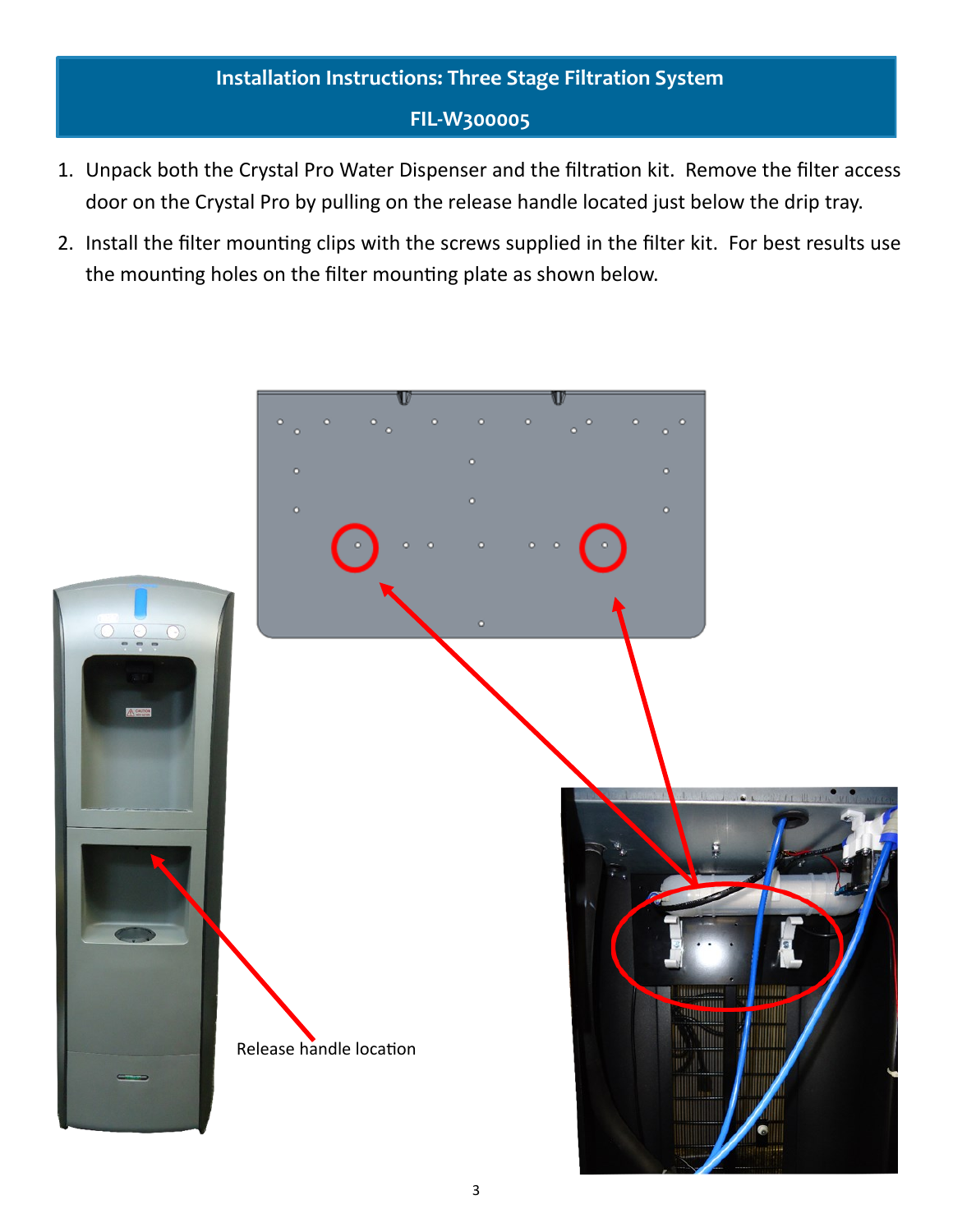# Installation Instructions: Three Stage Filtration System

## FIL-W300005

1. Unpack both the Crystal Pro Water Dispenser and the filtration kit. Remove the filter access door on the Crystal Pro by pulling on the release handle located just below the drip tray.
2. Install the filter mounting clips with the screws supplied in the filter kit. For best results use the mounting holes on the filter mounting plate as shown below.

Release handle location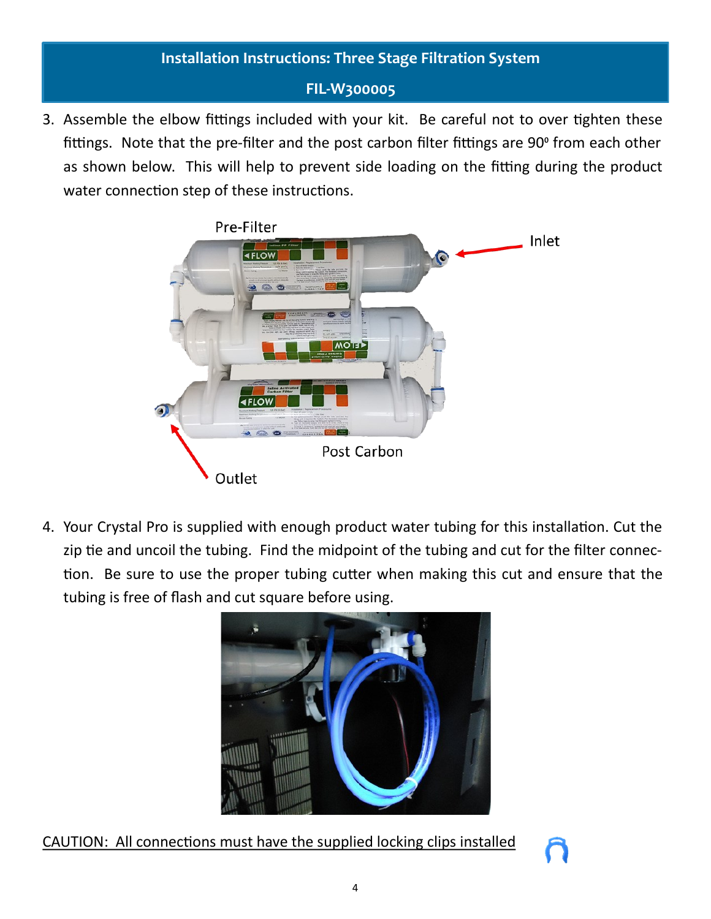## Installation Instructions: Three Stage Filtration System

## FIL-W300005

3. Assemble the elbow fittings included with your kit. Be careful not to over tighten these fittings. Note that the pre-filter and the post carbon filter fittings are 90⁰ from each other as shown below. This will help to prevent side loading on the fitting during the product water connection step of these instructions.

Pre-Filter

Inlet

Post Carbon

Outlet

4. Your Crystal Pro is supplied with enough product water tubing for this installation. Cut the zip tie and uncoil the tubing. Find the midpoint of the tubing and cut for the filter connection. Be sure to use the proper tubing cutter when making this cut and ensure that the tubing is free of flash and cut square before using.

<u>CAUTION: All connections must have the supplied locking clips installed</u>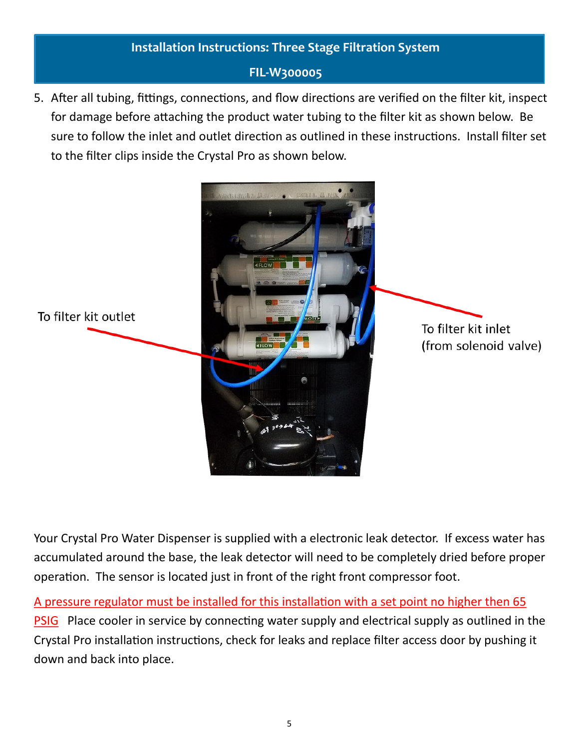**Installation Instructions: Three Stage Filtration System**

**FIL-W300005**

5. After all tubing, fittings, connections, and flow directions are verified on the filter kit, inspect for damage before attaching the product water tubing to the filter kit as shown below. Be sure to follow the inlet and outlet direction as outlined in these instructions. Install filter set to the filter clips inside the Crystal Pro as shown below.

To filter kit outlet

To filter kit inlet (from solenoid valve)

Your Crystal Pro Water Dispenser is supplied with a electronic leak detector. If excess water has accumulated around the base, the leak detector will need to be completely dried before proper operation. The sensor is located just in front of the right front compressor foot.

A pressure regulator must be installed for this installation with a set point no higher then 65 PSIG Place cooler in service by connecting water supply and electrical supply as outlined in the Crystal Pro installation instructions, check for leaks and replace filter access door by pushing it down and back into place.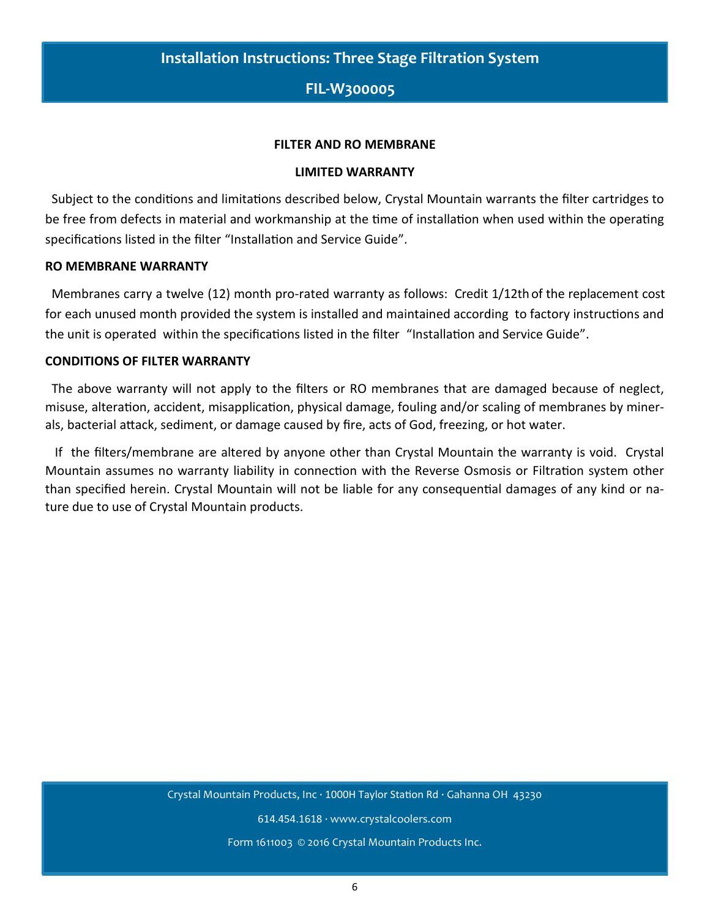# Installation Instructions: Three Stage Filtration System

## FIL-W300005

**FILTER AND RO MEMBRANE**

**LIMITED WARRANTY**

Subject to the conditions and limitations described below, Crystal Mountain warrants the filter cartridges to be free from defects in material and workmanship at the time of installation when used within the operating specifications listed in the filter "Installation and Service Guide".

**RO MEMBRANE WARRANTY**

Membranes carry a twelve (12) month pro-rated warranty as follows: Credit 1/12th of the replacement cost for each unused month provided the system is installed and maintained according to factory instructions and the unit is operated within the specifications listed in the filter "Installation and Service Guide".

**CONDITIONS OF FILTER WARRANTY**

The above warranty will not apply to the filters or RO membranes that are damaged because of neglect, misuse, alteration, accident, misapplication, physical damage, fouling and/or scaling of membranes by minerals, bacterial attack, sediment, or damage caused by fire, acts of God, freezing, or hot water.

If the filters/membrane are altered by anyone other than Crystal Mountain the warranty is void. Crystal Mountain assumes no warranty liability in connection with the Reverse Osmosis or Filtration system other than specified herein. Crystal Mountain will not be liable for any consequential damages of any kind or nature due to use of Crystal Mountain products.

Crystal Mountain Products, Inc · 1000H Taylor Station Rd · Gahanna OH 43230

614.454.1618 · www.crystalcoolers.com

Form 1611003 © 2016 Crystal Mountain Products Inc.